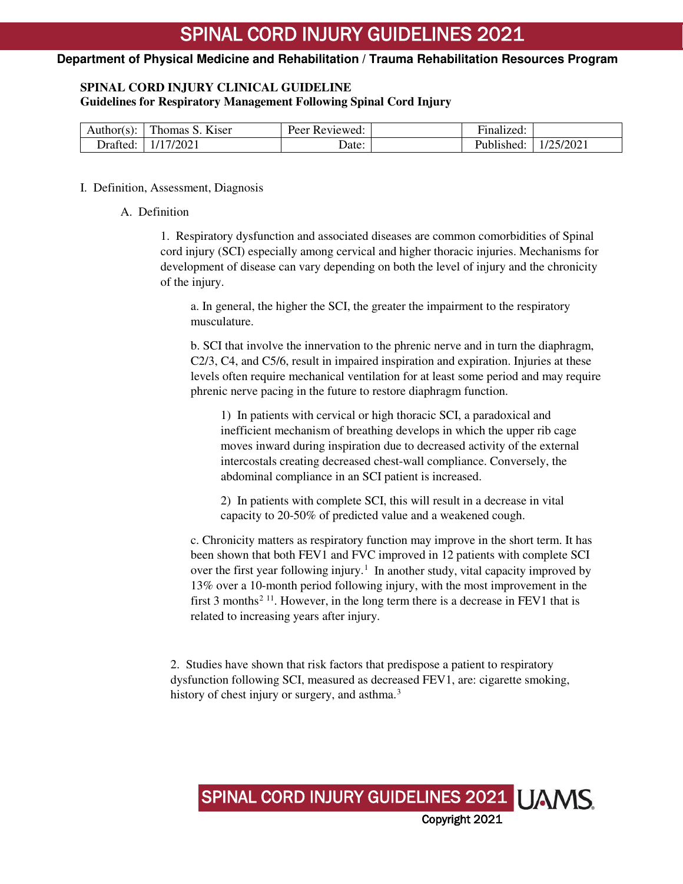**Department of Physical Medicine and Rehabilitation / Trauma Rehabilitation Resources Program**

**SPINAL CORD INJURY CLINICAL GUIDELINE**
**Guidelines for Respiratory Management Following Spinal Cord Injury**

| Author(s): | Thomas S. Kiser | Peer Reviewed: | | Finalized: | |
|---|---|---|---|---|---|
| Drafted: | 1/17/2021 | Date: | | Published: | 1/25/2021 |

I. Definition, Assessment, Diagnosis

A. Definition

1. Respiratory dysfunction and associated diseases are common comorbidities of Spinal cord injury (SCI) especially among cervical and higher thoracic injuries. Mechanisms for development of disease can vary depending on both the level of injury and the chronicity of the injury.

a. In general, the higher the SCI, the greater the impairment to the respiratory musculature.

b. SCI that involve the innervation to the phrenic nerve and in turn the diaphragm, C2/3, C4, and C5/6, result in impaired inspiration and expiration. Injuries at these levels often require mechanical ventilation for at least some period and may require phrenic nerve pacing in the future to restore diaphragm function.

1) In patients with cervical or high thoracic SCI, a paradoxical and inefficient mechanism of breathing develops in which the upper rib cage moves inward during inspiration due to decreased activity of the external intercostals creating decreased chest-wall compliance. Conversely, the abdominal compliance in an SCI patient is increased.

2) In patients with complete SCI, this will result in a decrease in vital capacity to 20-50% of predicted value and a weakened cough.

c. Chronicity matters as respiratory function may improve in the short term. It has been shown that both FEV1 and FVC improved in 12 patients with complete SCI over the first year following injury.[1] In another study, vital capacity improved by 13% over a 10-month period following injury, with the most improvement in the first 3 months[2 11]. However, in the long term there is a decrease in FEV1 that is related to increasing years after injury.

2. Studies have shown that risk factors that predispose a patient to respiratory dysfunction following SCI, measured as decreased FEV1, are: cigarette smoking, history of chest injury or surgery, and asthma.[3]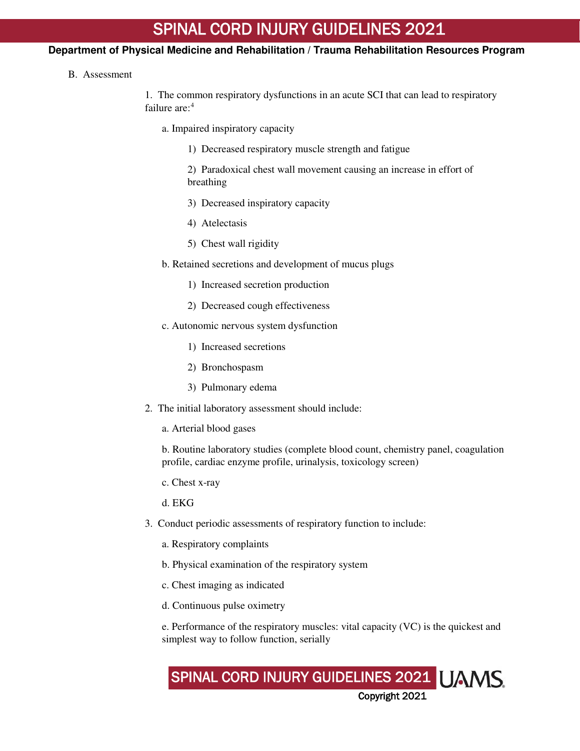B. Assessment

1. The common respiratory dysfunctions in an acute SCI that can lead to respiratory failure are:[4]

   a. Impaired inspiratory capacity

      1) Decreased respiratory muscle strength and fatigue

      2) Paradoxical chest wall movement causing an increase in effort of breathing

      3) Decreased inspiratory capacity

      4) Atelectasis

      5) Chest wall rigidity

   b. Retained secretions and development of mucus plugs

      1) Increased secretion production

      2) Decreased cough effectiveness

   c. Autonomic nervous system dysfunction

      1) Increased secretions

      2) Bronchospasm

      3) Pulmonary edema

2. The initial laboratory assessment should include:

   a. Arterial blood gases

   b. Routine laboratory studies (complete blood count, chemistry panel, coagulation profile, cardiac enzyme profile, urinalysis, toxicology screen)

   c. Chest x-ray

   d. EKG

3. Conduct periodic assessments of respiratory function to include:

   a. Respiratory complaints

   b. Physical examination of the respiratory system

   c. Chest imaging as indicated

   d. Continuous pulse oximetry

   e. Performance of the respiratory muscles: vital capacity (VC) is the quickest and simplest way to follow function, serially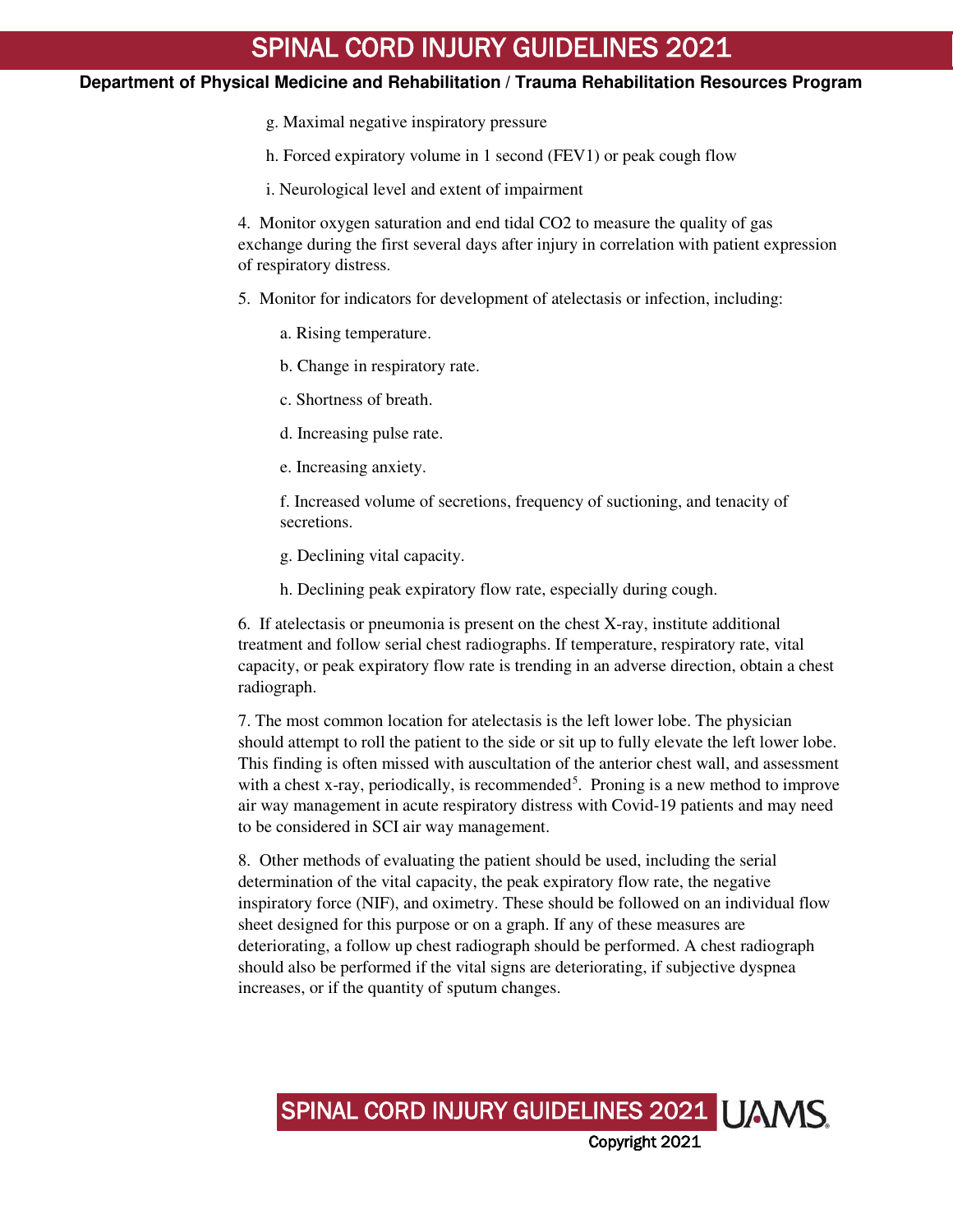g. Maximal negative inspiratory pressure

h. Forced expiratory volume in 1 second (FEV1) or peak cough flow

i. Neurological level and extent of impairment

4. Monitor oxygen saturation and end tidal $CO_2$ to measure the quality of gas exchange during the first several days after injury in correlation with patient expression of respiratory distress.

5. Monitor for indicators for development of atelectasis or infection, including:

   a. Rising temperature.

   b. Change in respiratory rate.

   c. Shortness of breath.

   d. Increasing pulse rate.

   e. Increasing anxiety.

   f. Increased volume of secretions, frequency of suctioning, and tenacity of secretions.

   g. Declining vital capacity.

   h. Declining peak expiratory flow rate, especially during cough.

6. If atelectasis or pneumonia is present on the chest X-ray, institute additional treatment and follow serial chest radiographs. If temperature, respiratory rate, vital capacity, or peak expiratory flow rate is trending in an adverse direction, obtain a chest radiograph.

7. The most common location for atelectasis is the left lower lobe. The physician should attempt to roll the patient to the side or sit up to fully elevate the left lower lobe. This finding is often missed with auscultation of the anterior chest wall, and assessment with a chest x-ray, periodically, is recommended[5]. Proning is a new method to improve air way management in acute respiratory distress with Covid-19 patients and may need to be considered in SCI air way management.

8. Other methods of evaluating the patient should be used, including the serial determination of the vital capacity, the peak expiratory flow rate, the negative inspiratory force (NIF), and oximetry. These should be followed on an individual flow sheet designed for this purpose or on a graph. If any of these measures are deteriorating, a follow up chest radiograph should be performed. A chest radiograph should also be performed if the vital signs are deteriorating, if subjective dyspnea increases, or if the quantity of sputum changes.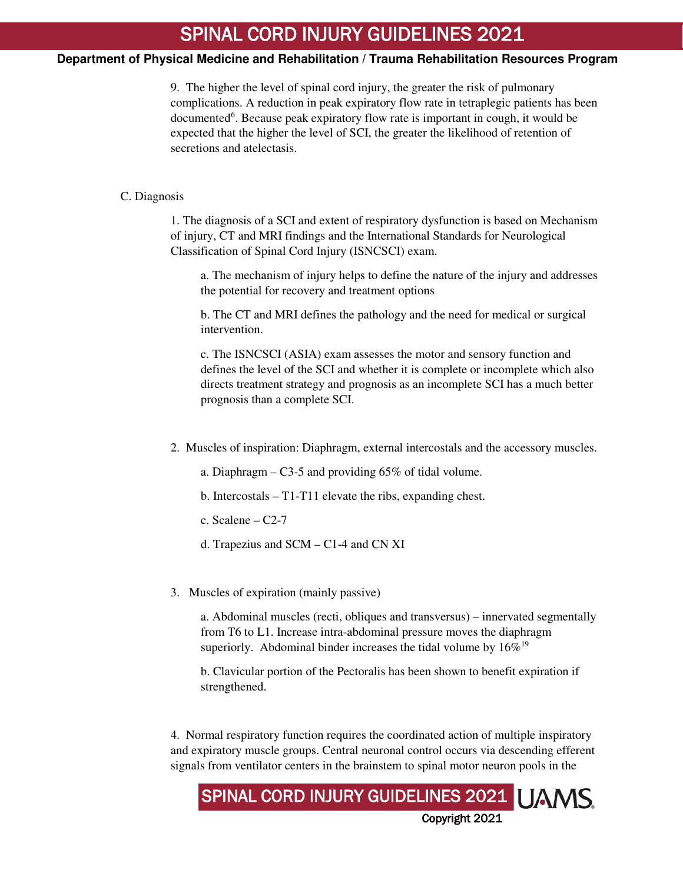9. The higher the level of spinal cord injury, the greater the risk of pulmonary complications. A reduction in peak expiratory flow rate in tetraplegic patients has been documented[6]. Because peak expiratory flow rate is important in cough, it would be expected that the higher the level of SCI, the greater the likelihood of retention of secretions and atelectasis.

C. Diagnosis

1. The diagnosis of a SCI and extent of respiratory dysfunction is based on Mechanism of injury, CT and MRI findings and the International Standards for Neurological Classification of Spinal Cord Injury (ISNCSCI) exam.

a. The mechanism of injury helps to define the nature of the injury and addresses the potential for recovery and treatment options

b. The CT and MRI defines the pathology and the need for medical or surgical intervention.

c. The ISNCSCI (ASIA) exam assesses the motor and sensory function and defines the level of the SCI and whether it is complete or incomplete which also directs treatment strategy and prognosis as an incomplete SCI has a much better prognosis than a complete SCI.

2. Muscles of inspiration: Diaphragm, external intercostals and the accessory muscles.

a. Diaphragm – C3-5 and providing 65% of tidal volume.

b. Intercostals – T1-T11 elevate the ribs, expanding chest.

c. Scalene – C2-7

d. Trapezius and SCM – C1-4 and CN XI

3. Muscles of expiration (mainly passive)

a. Abdominal muscles (recti, obliques and transversus) – innervated segmentally from T6 to L1. Increase intra-abdominal pressure moves the diaphragm superiorly. Abdominal binder increases the tidal volume by 16%[19]

b. Clavicular portion of the Pectoralis has been shown to benefit expiration if strengthened.

4. Normal respiratory function requires the coordinated action of multiple inspiratory and expiratory muscle groups. Central neuronal control occurs via descending efferent signals from ventilator centers in the brainstem to spinal motor neuron pools in the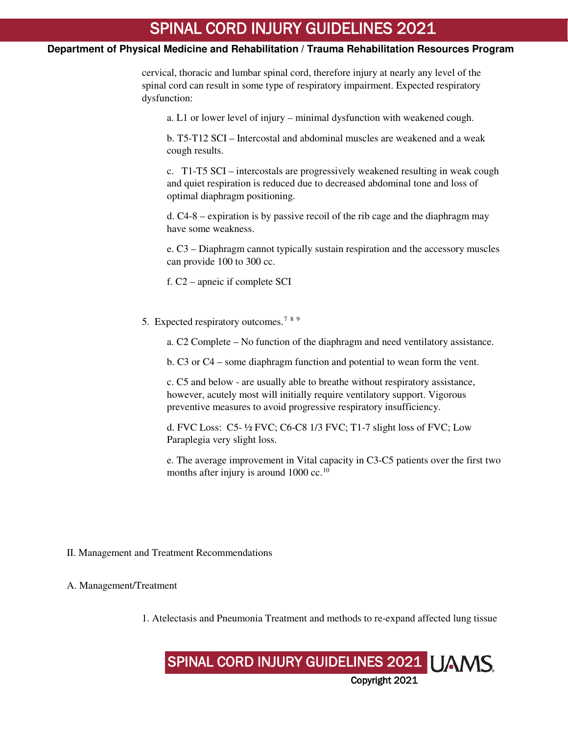cervical, thoracic and lumbar spinal cord, therefore injury at nearly any level of the spinal cord can result in some type of respiratory impairment. Expected respiratory dysfunction:

a. L1 or lower level of injury – minimal dysfunction with weakened cough.

b. T5-T12 SCI – Intercostal and abdominal muscles are weakened and a weak cough results.

c. T1-T5 SCI – intercostals are progressively weakened resulting in weak cough and quiet respiration is reduced due to decreased abdominal tone and loss of optimal diaphragm positioning.

d. C4-8 – expiration is by passive recoil of the rib cage and the diaphragm may have some weakness.

e. C3 – Diaphragm cannot typically sustain respiration and the accessory muscles can provide 100 to 300 cc.

f. C2 – apneic if complete SCI

5. Expected respiratory outcomes.[7 8 9]

a. C2 Complete – No function of the diaphragm and need ventilatory assistance.

b. C3 or C4 – some diaphragm function and potential to wean form the vent.

c. C5 and below - are usually able to breathe without respiratory assistance, however, acutely most will initially require ventilatory support. Vigorous preventive measures to avoid progressive respiratory insufficiency.

d. FVC Loss: C5- ½ FVC; C6-C8 1/3 FVC; T1-7 slight loss of FVC; Low Paraplegia very slight loss.

e. The average improvement in Vital capacity in C3-C5 patients over the first two months after injury is around 1000 cc.[10]

II. Management and Treatment Recommendations

A. Management/Treatment

1. Atelectasis and Pneumonia Treatment and methods to re-expand affected lung tissue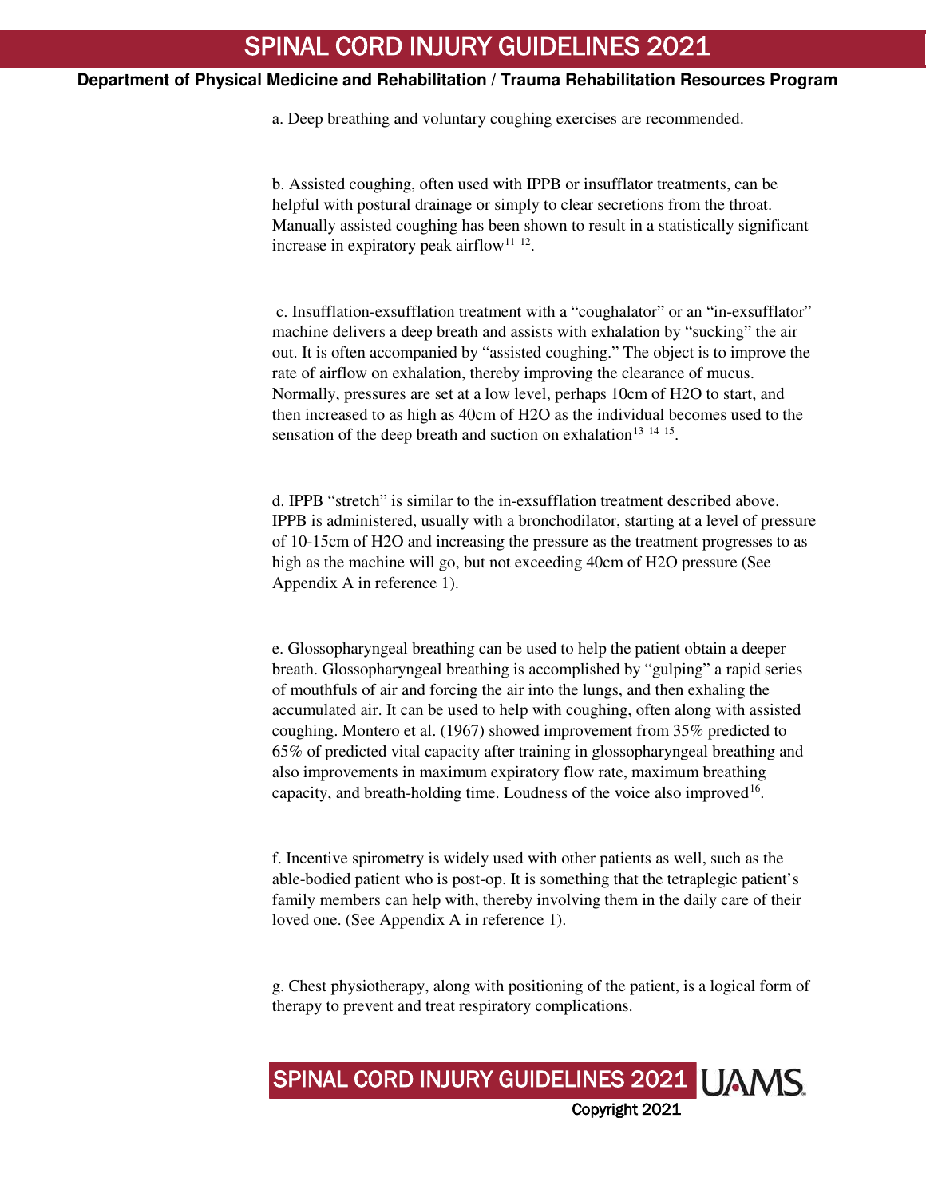a. Deep breathing and voluntary coughing exercises are recommended.

b. Assisted coughing, often used with IPPB or insufflator treatments, can be helpful with postural drainage or simply to clear secretions from the throat. Manually assisted coughing has been shown to result in a statistically significant increase in expiratory peak airflow[11, 12].

c. Insufflation-exsufflation treatment with a "coughalator" or an "in-exsufflator" machine delivers a deep breath and assists with exhalation by "sucking" the air out. It is often accompanied by "assisted coughing." The object is to improve the rate of airflow on exhalation, thereby improving the clearance of mucus. Normally, pressures are set at a low level, perhaps 10cm of $H_2O$ to start, and then increased to as high as 40cm of $H_2O$ as the individual becomes used to the sensation of the deep breath and suction on exhalation[13, 14, 15].

d. IPPB "stretch" is similar to the in-exsufflation treatment described above. IPPB is administered, usually with a bronchodilator, starting at a level of pressure of 10-15cm of $H_2O$ and increasing the pressure as the treatment progresses to as high as the machine will go, but not exceeding 40cm of $H_2O$ pressure (See Appendix A in reference 1).

e. Glossopharyngeal breathing can be used to help the patient obtain a deeper breath. Glossopharyngeal breathing is accomplished by "gulping" a rapid series of mouthfuls of air and forcing the air into the lungs, and then exhaling the accumulated air. It can be used to help with coughing, often along with assisted coughing. Montero et al. (1967) showed improvement from 35% predicted to 65% of predicted vital capacity after training in glossopharyngeal breathing and also improvements in maximum expiratory flow rate, maximum breathing capacity, and breath-holding time. Loudness of the voice also improved[16].

f. Incentive spirometry is widely used with other patients as well, such as the able-bodied patient who is post-op. It is something that the tetraplegic patient's family members can help with, thereby involving them in the daily care of their loved one. (See Appendix A in reference 1).

g. Chest physiotherapy, along with positioning of the patient, is a logical form of therapy to prevent and treat respiratory complications.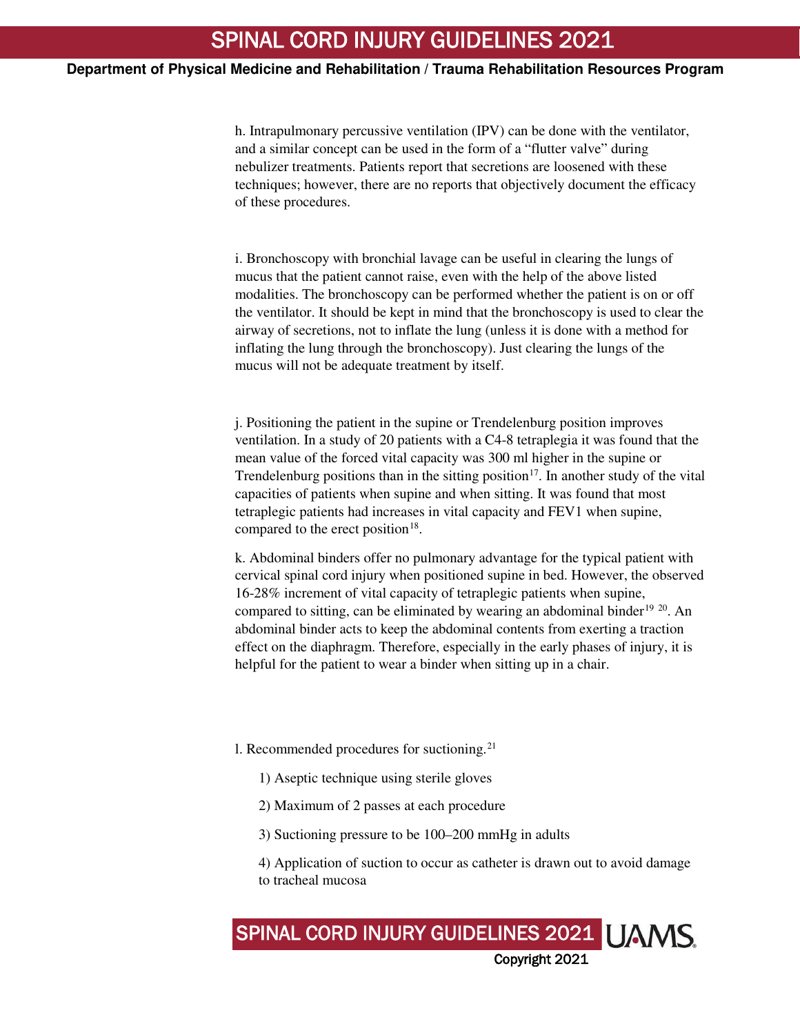h. Intrapulmonary percussive ventilation (IPV) can be done with the ventilator, and a similar concept can be used in the form of a "flutter valve" during nebulizer treatments. Patients report that secretions are loosened with these techniques; however, there are no reports that objectively document the efficacy of these procedures.

i. Bronchoscopy with bronchial lavage can be useful in clearing the lungs of mucus that the patient cannot raise, even with the help of the above listed modalities. The bronchoscopy can be performed whether the patient is on or off the ventilator. It should be kept in mind that the bronchoscopy is used to clear the airway of secretions, not to inflate the lung (unless it is done with a method for inflating the lung through the bronchoscopy). Just clearing the lungs of the mucus will not be adequate treatment by itself.

j. Positioning the patient in the supine or Trendelenburg position improves ventilation. In a study of 20 patients with a C4-8 tetraplegia it was found that the mean value of the forced vital capacity was 300 ml higher in the supine or Trendelenburg positions than in the sitting position[17]. In another study of the vital capacities of patients when supine and when sitting. It was found that most tetraplegic patients had increases in vital capacity and FEV1 when supine, compared to the erect position[18].

k. Abdominal binders offer no pulmonary advantage for the typical patient with cervical spinal cord injury when positioned supine in bed. However, the observed 16-28% increment of vital capacity of tetraplegic patients when supine, compared to sitting, can be eliminated by wearing an abdominal binder[19, 20]. An abdominal binder acts to keep the abdominal contents from exerting a traction effect on the diaphragm. Therefore, especially in the early phases of injury, it is helpful for the patient to wear a binder when sitting up in a chair.

l. Recommended procedures for suctioning.[21]

1) Aseptic technique using sterile gloves

2) Maximum of 2 passes at each procedure

3) Suctioning pressure to be 100–200 mmHg in adults

4) Application of suction to occur as catheter is drawn out to avoid damage to tracheal mucosa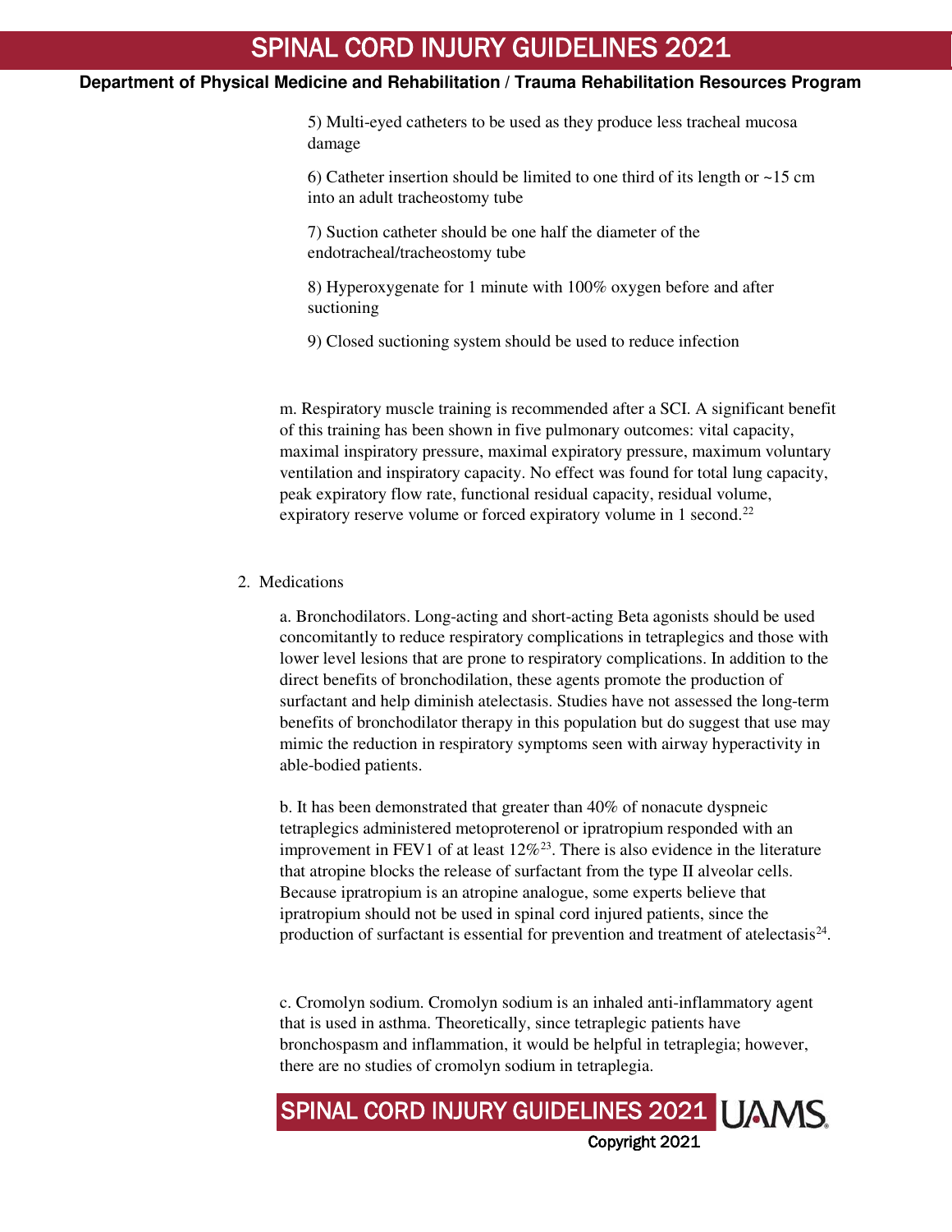5) Multi-eyed catheters to be used as they produce less tracheal mucosa damage

6) Catheter insertion should be limited to one third of its length or ~15 cm into an adult tracheostomy tube

7) Suction catheter should be one half the diameter of the endotracheal/tracheostomy tube

8) Hyperoxygenate for 1 minute with 100% oxygen before and after suctioning

9) Closed suctioning system should be used to reduce infection

m. Respiratory muscle training is recommended after a SCI. A significant benefit of this training has been shown in five pulmonary outcomes: vital capacity, maximal inspiratory pressure, maximal expiratory pressure, maximum voluntary ventilation and inspiratory capacity. No effect was found for total lung capacity, peak expiratory flow rate, functional residual capacity, residual volume, expiratory reserve volume or forced expiratory volume in 1 second.[22]

2. Medications

a. Bronchodilators. Long-acting and short-acting Beta agonists should be used concomitantly to reduce respiratory complications in tetraplegics and those with lower level lesions that are prone to respiratory complications. In addition to the direct benefits of bronchodilation, these agents promote the production of surfactant and help diminish atelectasis. Studies have not assessed the long-term benefits of bronchodilator therapy in this population but do suggest that use may mimic the reduction in respiratory symptoms seen with airway hyperactivity in able-bodied patients.

b. It has been demonstrated that greater than 40% of nonacute dyspneic tetraplegics administered metoproterenol or ipratropium responded with an improvement in FEV1 of at least 12%[23]. There is also evidence in the literature that atropine blocks the release of surfactant from the type II alveolar cells. Because ipratropium is an atropine analogue, some experts believe that ipratropium should not be used in spinal cord injured patients, since the production of surfactant is essential for prevention and treatment of atelectasis[24].

c. Cromolyn sodium. Cromolyn sodium is an inhaled anti-inflammatory agent that is used in asthma. Theoretically, since tetraplegic patients have bronchospasm and inflammation, it would be helpful in tetraplegia; however, there are no studies of cromolyn sodium in tetraplegia.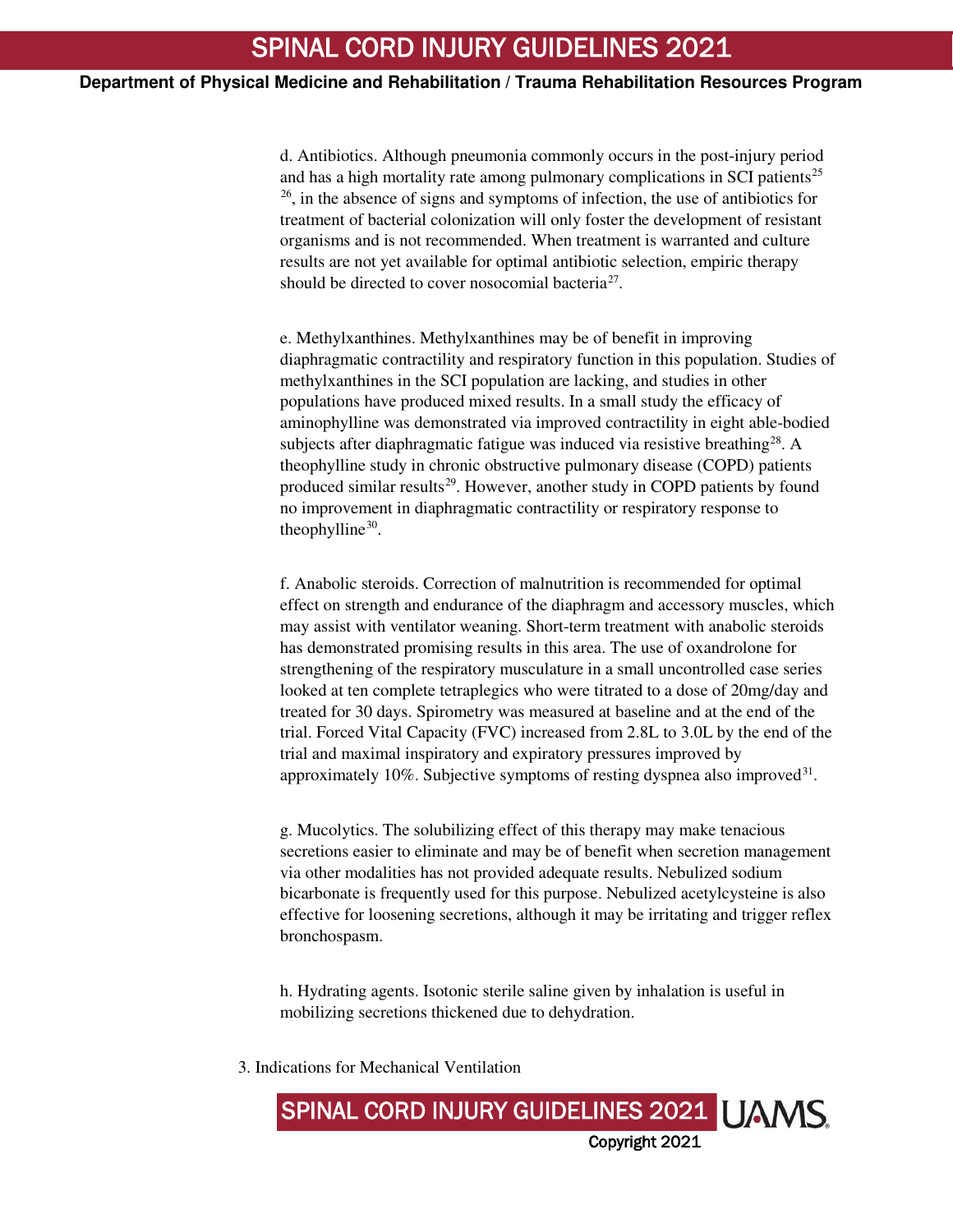d. Antibiotics. Although pneumonia commonly occurs in the post-injury period and has a high mortality rate among pulmonary complications in SCI patients[25] [26], in the absence of signs and symptoms of infection, the use of antibiotics for treatment of bacterial colonization will only foster the development of resistant organisms and is not recommended. When treatment is warranted and culture results are not yet available for optimal antibiotic selection, empiric therapy should be directed to cover nosocomial bacteria[27].

e. Methylxanthines. Methylxanthines may be of benefit in improving diaphragmatic contractility and respiratory function in this population. Studies of methylxanthines in the SCI population are lacking, and studies in other populations have produced mixed results. In a small study the efficacy of aminophylline was demonstrated via improved contractility in eight able-bodied subjects after diaphragmatic fatigue was induced via resistive breathing[28]. A theophylline study in chronic obstructive pulmonary disease (COPD) patients produced similar results[29]. However, another study in COPD patients by found no improvement in diaphragmatic contractility or respiratory response to theophylline[30].

f. Anabolic steroids. Correction of malnutrition is recommended for optimal effect on strength and endurance of the diaphragm and accessory muscles, which may assist with ventilator weaning. Short-term treatment with anabolic steroids has demonstrated promising results in this area. The use of oxandrolone for strengthening of the respiratory musculature in a small uncontrolled case series looked at ten complete tetraplegics who were titrated to a dose of 20mg/day and treated for 30 days. Spirometry was measured at baseline and at the end of the trial. Forced Vital Capacity (FVC) increased from 2.8L to 3.0L by the end of the trial and maximal inspiratory and expiratory pressures improved by approximately 10%. Subjective symptoms of resting dyspnea also improved[31].

g. Mucolytics. The solubilizing effect of this therapy may make tenacious secretions easier to eliminate and may be of benefit when secretion management via other modalities has not provided adequate results. Nebulized sodium bicarbonate is frequently used for this purpose. Nebulized acetylcysteine is also effective for loosening secretions, although it may be irritating and trigger reflex bronchospasm.

h. Hydrating agents. Isotonic sterile saline given by inhalation is useful in mobilizing secretions thickened due to dehydration.

3. Indications for Mechanical Ventilation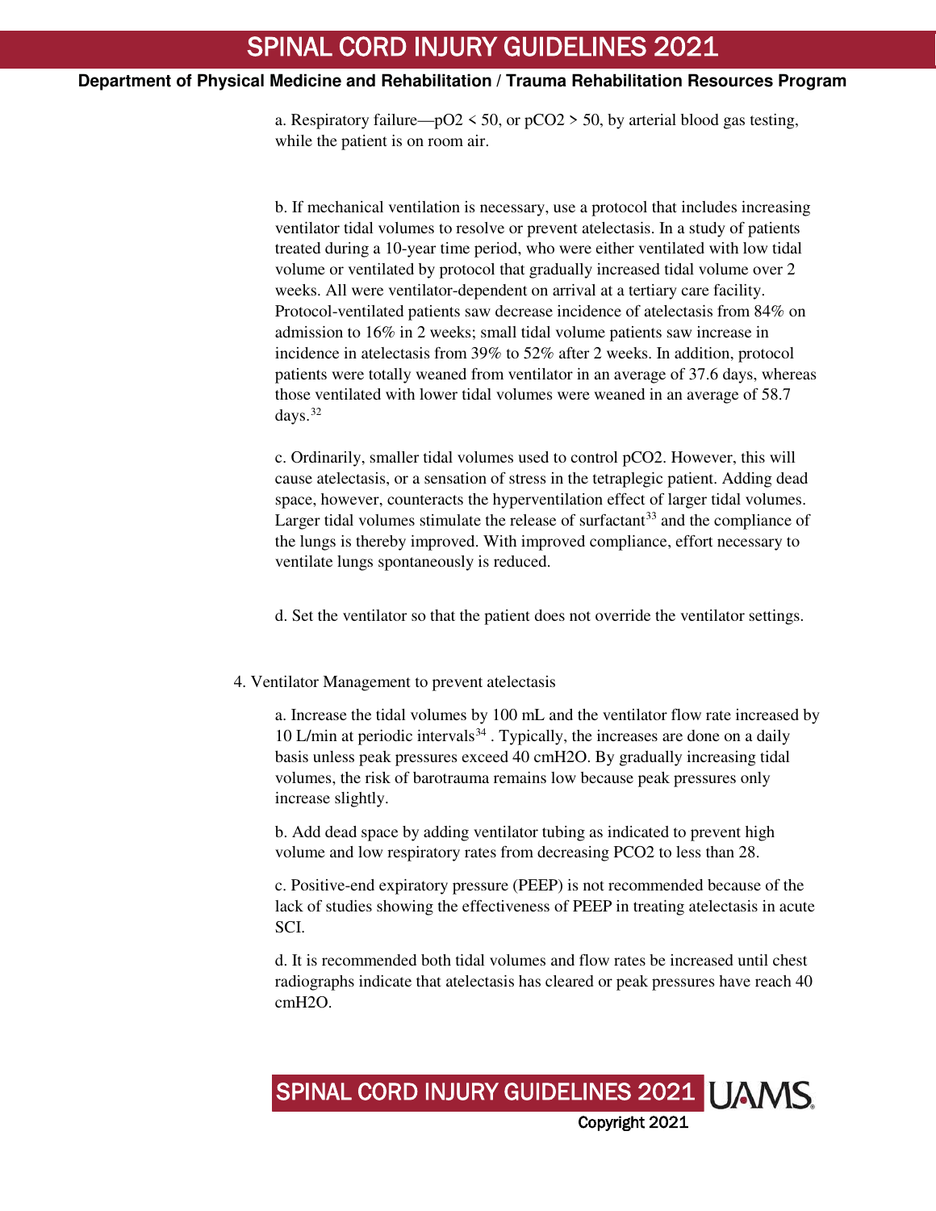a. Respiratory failure—$pO_2 < 50$, or $pCO_2 > 50$, by arterial blood gas testing, while the patient is on room air.

b. If mechanical ventilation is necessary, use a protocol that includes increasing ventilator tidal volumes to resolve or prevent atelectasis. In a study of patients treated during a 10-year time period, who were either ventilated with low tidal volume or ventilated by protocol that gradually increased tidal volume over 2 weeks. All were ventilator-dependent on arrival at a tertiary care facility. Protocol-ventilated patients saw decrease incidence of atelectasis from 84% on admission to 16% in 2 weeks; small tidal volume patients saw increase in incidence in atelectasis from 39% to 52% after 2 weeks. In addition, protocol patients were totally weaned from ventilator in an average of 37.6 days, whereas those ventilated with lower tidal volumes were weaned in an average of 58.7 days.[32]

c. Ordinarily, smaller tidal volumes used to control $pCO_2$. However, this will cause atelectasis, or a sensation of stress in the tetraplegic patient. Adding dead space, however, counteracts the hyperventilation effect of larger tidal volumes. Larger tidal volumes stimulate the release of surfactant[33] and the compliance of the lungs is thereby improved. With improved compliance, effort necessary to ventilate lungs spontaneously is reduced.

d. Set the ventilator so that the patient does not override the ventilator settings.

4. Ventilator Management to prevent atelectasis

a. Increase the tidal volumes by 100 mL and the ventilator flow rate increased by 10 L/min at periodic intervals[34] . Typically, the increases are done on a daily basis unless peak pressures exceed 40 $cmH_2O$. By gradually increasing tidal volumes, the risk of barotrauma remains low because peak pressures only increase slightly.

b. Add dead space by adding ventilator tubing as indicated to prevent high volume and low respiratory rates from decreasing $PCO_2$ to less than 28.

c. Positive-end expiratory pressure (PEEP) is not recommended because of the lack of studies showing the effectiveness of PEEP in treating atelectasis in acute SCI.

d. It is recommended both tidal volumes and flow rates be increased until chest radiographs indicate that atelectasis has cleared or peak pressures have reach 40 $cmH_2O$.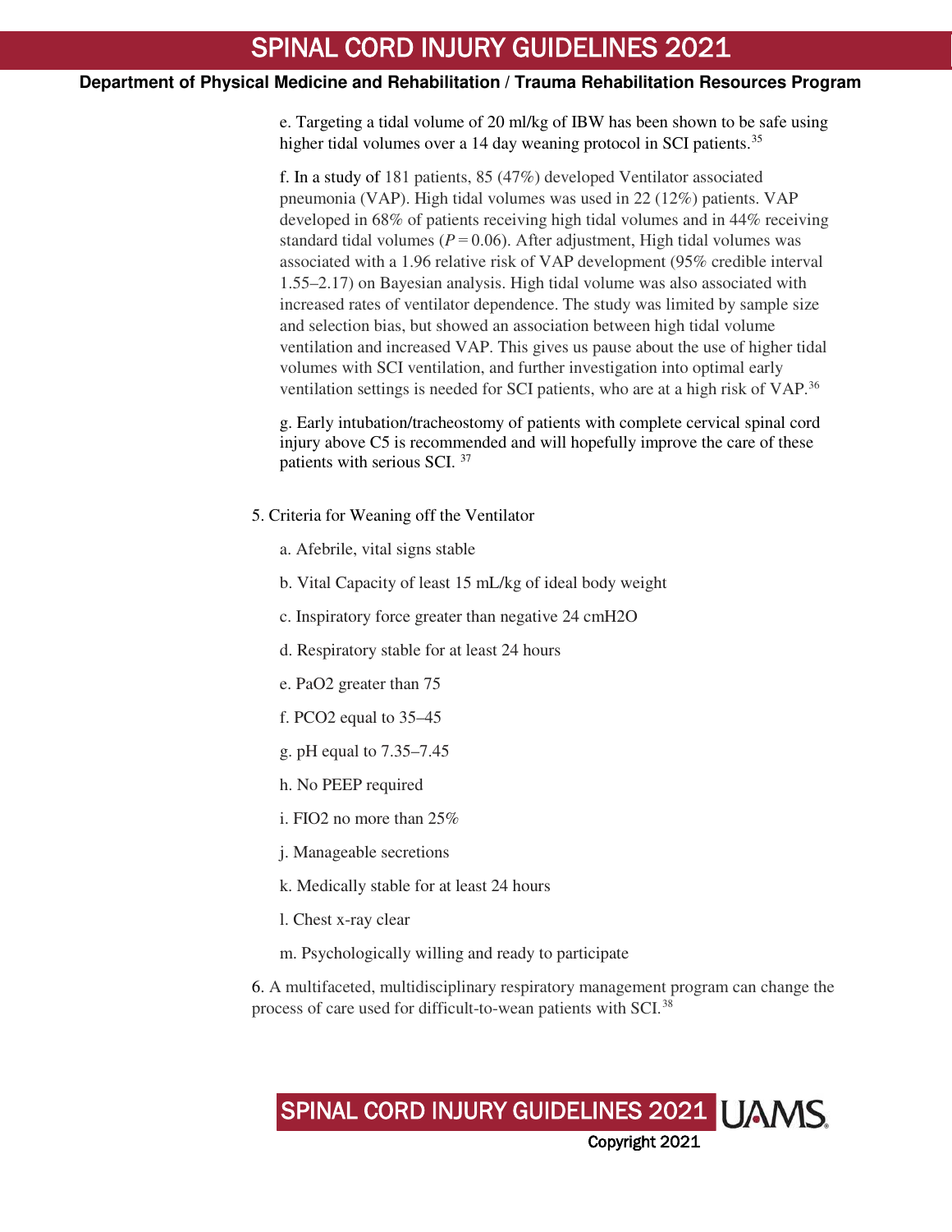e. Targeting a tidal volume of 20 ml/kg of IBW has been shown to be safe using higher tidal volumes over a 14 day weaning protocol in SCI patients.[35]

f. In a study of 181 patients, 85 (47%) developed Ventilator associated pneumonia (VAP). High tidal volumes was used in 22 (12%) patients. VAP developed in 68% of patients receiving high tidal volumes and in 44% receiving standard tidal volumes ($P = 0.06$). After adjustment, High tidal volumes was associated with a 1.96 relative risk of VAP development (95% credible interval 1.55–2.17) on Bayesian analysis. High tidal volume was also associated with increased rates of ventilator dependence. The study was limited by sample size and selection bias, but showed an association between high tidal volume ventilation and increased VAP. This gives us pause about the use of higher tidal volumes with SCI ventilation, and further investigation into optimal early ventilation settings is needed for SCI patients, who are at a high risk of VAP.[36]

g. Early intubation/tracheostomy of patients with complete cervical spinal cord injury above C5 is recommended and will hopefully improve the care of these patients with serious SCI.[37]

5. Criteria for Weaning off the Ventilator

a. Afebrile, vital signs stable

b. Vital Capacity of least 15 mL/kg of ideal body weight

c. Inspiratory force greater than negative 24 cmH2O

d. Respiratory stable for at least 24 hours

e. PaO2 greater than 75

f. PCO2 equal to 35–45

g. pH equal to 7.35–7.45

h. No PEEP required

i. FIO2 no more than 25%

j. Manageable secretions

k. Medically stable for at least 24 hours

l. Chest x-ray clear

m. Psychologically willing and ready to participate

6. A multifaceted, multidisciplinary respiratory management program can change the process of care used for difficult-to-wean patients with SCI.[38]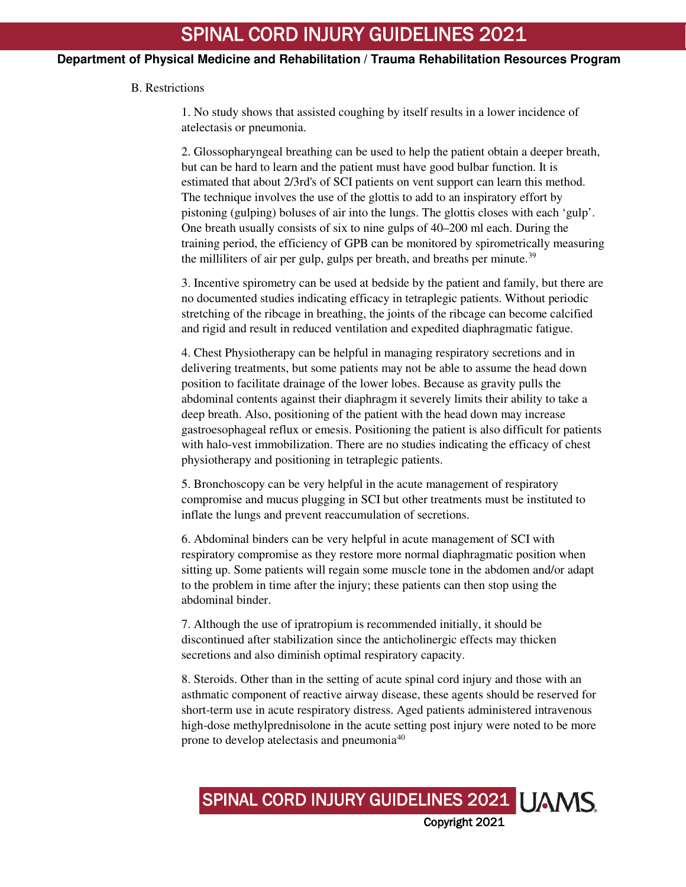B. Restrictions

1. No study shows that assisted coughing by itself results in a lower incidence of atelectasis or pneumonia.

2. Glossopharyngeal breathing can be used to help the patient obtain a deeper breath, but can be hard to learn and the patient must have good bulbar function. It is estimated that about 2/3rd's of SCI patients on vent support can learn this method. The technique involves the use of the glottis to add to an inspiratory effort by pistoning (gulping) boluses of air into the lungs. The glottis closes with each 'gulp'. One breath usually consists of six to nine gulps of 40–200 ml each. During the training period, the efficiency of GPB can be monitored by spirometrically measuring the milliliters of air per gulp, gulps per breath, and breaths per minute.[39]

3. Incentive spirometry can be used at bedside by the patient and family, but there are no documented studies indicating efficacy in tetraplegic patients. Without periodic stretching of the ribcage in breathing, the joints of the ribcage can become calcified and rigid and result in reduced ventilation and expedited diaphragmatic fatigue.

4. Chest Physiotherapy can be helpful in managing respiratory secretions and in delivering treatments, but some patients may not be able to assume the head down position to facilitate drainage of the lower lobes. Because as gravity pulls the abdominal contents against their diaphragm it severely limits their ability to take a deep breath. Also, positioning of the patient with the head down may increase gastroesophageal reflux or emesis. Positioning the patient is also difficult for patients with halo-vest immobilization. There are no studies indicating the efficacy of chest physiotherapy and positioning in tetraplegic patients.

5. Bronchoscopy can be very helpful in the acute management of respiratory compromise and mucus plugging in SCI but other treatments must be instituted to inflate the lungs and prevent reaccumulation of secretions.

6. Abdominal binders can be very helpful in acute management of SCI with respiratory compromise as they restore more normal diaphragmatic position when sitting up. Some patients will regain some muscle tone in the abdomen and/or adapt to the problem in time after the injury; these patients can then stop using the abdominal binder.

7. Although the use of ipratropium is recommended initially, it should be discontinued after stabilization since the anticholinergic effects may thicken secretions and also diminish optimal respiratory capacity.

8. Steroids. Other than in the setting of acute spinal cord injury and those with an asthmatic component of reactive airway disease, these agents should be reserved for short-term use in acute respiratory distress. Aged patients administered intravenous high-dose methylprednisolone in the acute setting post injury were noted to be more prone to develop atelectasis and pneumonia[40]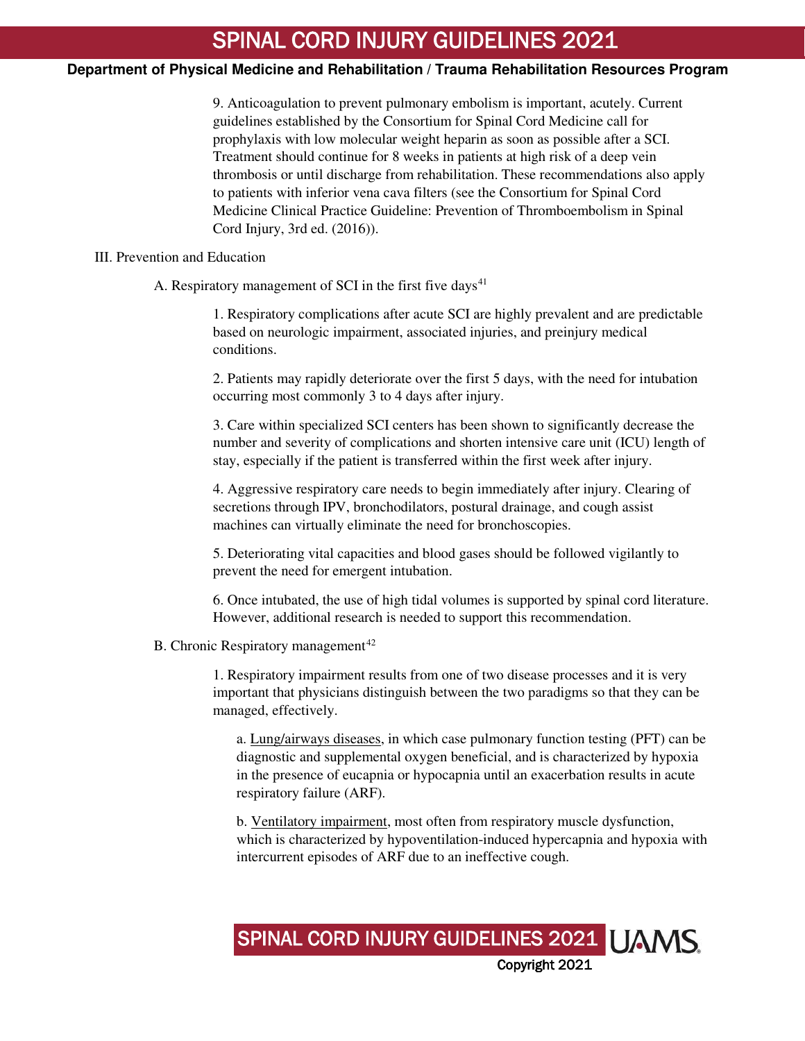9. Anticoagulation to prevent pulmonary embolism is important, acutely. Current guidelines established by the Consortium for Spinal Cord Medicine call for prophylaxis with low molecular weight heparin as soon as possible after a SCI. Treatment should continue for 8 weeks in patients at high risk of a deep vein thrombosis or until discharge from rehabilitation. These recommendations also apply to patients with inferior vena cava filters (see the Consortium for Spinal Cord Medicine Clinical Practice Guideline: Prevention of Thromboembolism in Spinal Cord Injury, 3rd ed. (2016)).

## III. Prevention and Education

### A. Respiratory management of SCI in the first five days[41]

1. Respiratory complications after acute SCI are highly prevalent and are predictable based on neurologic impairment, associated injuries, and preinjury medical conditions.

2. Patients may rapidly deteriorate over the first 5 days, with the need for intubation occurring most commonly 3 to 4 days after injury.

3. Care within specialized SCI centers has been shown to significantly decrease the number and severity of complications and shorten intensive care unit (ICU) length of stay, especially if the patient is transferred within the first week after injury.

4. Aggressive respiratory care needs to begin immediately after injury. Clearing of secretions through IPV, bronchodilators, postural drainage, and cough assist machines can virtually eliminate the need for bronchoscopies.

5. Deteriorating vital capacities and blood gases should be followed vigilantly to prevent the need for emergent intubation.

6. Once intubated, the use of high tidal volumes is supported by spinal cord literature. However, additional research is needed to support this recommendation.

### B. Chronic Respiratory management[42]

1. Respiratory impairment results from one of two disease processes and it is very important that physicians distinguish between the two paradigms so that they can be managed, effectively.

   a. Lung/airways diseases, in which case pulmonary function testing (PFT) can be diagnostic and supplemental oxygen beneficial, and is characterized by hypoxia in the presence of eucapnia or hypocapnia until an exacerbation results in acute respiratory failure (ARF).

   b. Ventilatory impairment, most often from respiratory muscle dysfunction, which is characterized by hypoventilation-induced hypercapnia and hypoxia with intercurrent episodes of ARF due to an ineffective cough.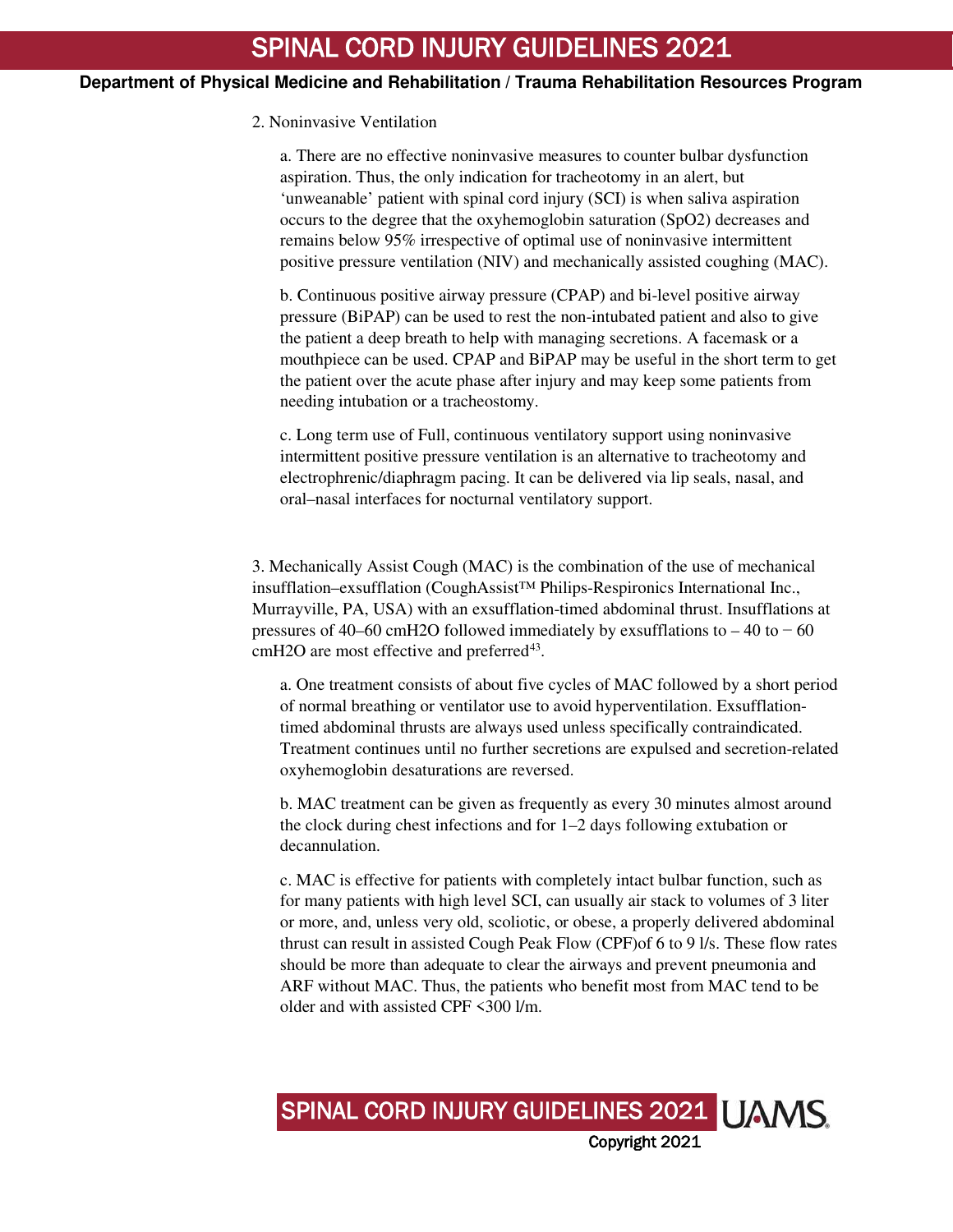2. Noninvasive Ventilation

a. There are no effective noninvasive measures to counter bulbar dysfunction aspiration. Thus, the only indication for tracheotomy in an alert, but 'unweanable' patient with spinal cord injury (SCI) is when saliva aspiration occurs to the degree that the oxyhemoglobin saturation ($SpO_2$) decreases and remains below 95% irrespective of optimal use of noninvasive intermittent positive pressure ventilation (NIV) and mechanically assisted coughing (MAC).

b. Continuous positive airway pressure (CPAP) and bi-level positive airway pressure (BiPAP) can be used to rest the non-intubated patient and also to give the patient a deep breath to help with managing secretions. A facemask or a mouthpiece can be used. CPAP and BiPAP may be useful in the short term to get the patient over the acute phase after injury and may keep some patients from needing intubation or a tracheostomy.

c. Long term use of Full, continuous ventilatory support using noninvasive intermittent positive pressure ventilation is an alternative to tracheotomy and electrophrenic/diaphragm pacing. It can be delivered via lip seals, nasal, and oral–nasal interfaces for nocturnal ventilatory support.

3. Mechanically Assist Cough (MAC) is the combination of the use of mechanical insufflation–exsufflation (CoughAssist™ Philips-Respironics International Inc., Murrayville, PA, USA) with an exsufflation-timed abdominal thrust. Insufflations at pressures of 40–60 $cmH_2O$ followed immediately by exsufflations to – 40 to − 60 $cmH_2O$ are most effective and preferred[43].

a. One treatment consists of about five cycles of MAC followed by a short period of normal breathing or ventilator use to avoid hyperventilation. Exsufflation-timed abdominal thrusts are always used unless specifically contraindicated. Treatment continues until no further secretions are expulsed and secretion-related oxyhemoglobin desaturations are reversed.

b. MAC treatment can be given as frequently as every 30 minutes almost around the clock during chest infections and for 1–2 days following extubation or decannulation.

c. MAC is effective for patients with completely intact bulbar function, such as for many patients with high level SCI, can usually air stack to volumes of 3 liter or more, and, unless very old, scoliotic, or obese, a properly delivered abdominal thrust can result in assisted Cough Peak Flow (CPF)of 6 to 9 l/s. These flow rates should be more than adequate to clear the airways and prevent pneumonia and ARF without MAC. Thus, the patients who benefit most from MAC tend to be older and with assisted CPF <300 l/m.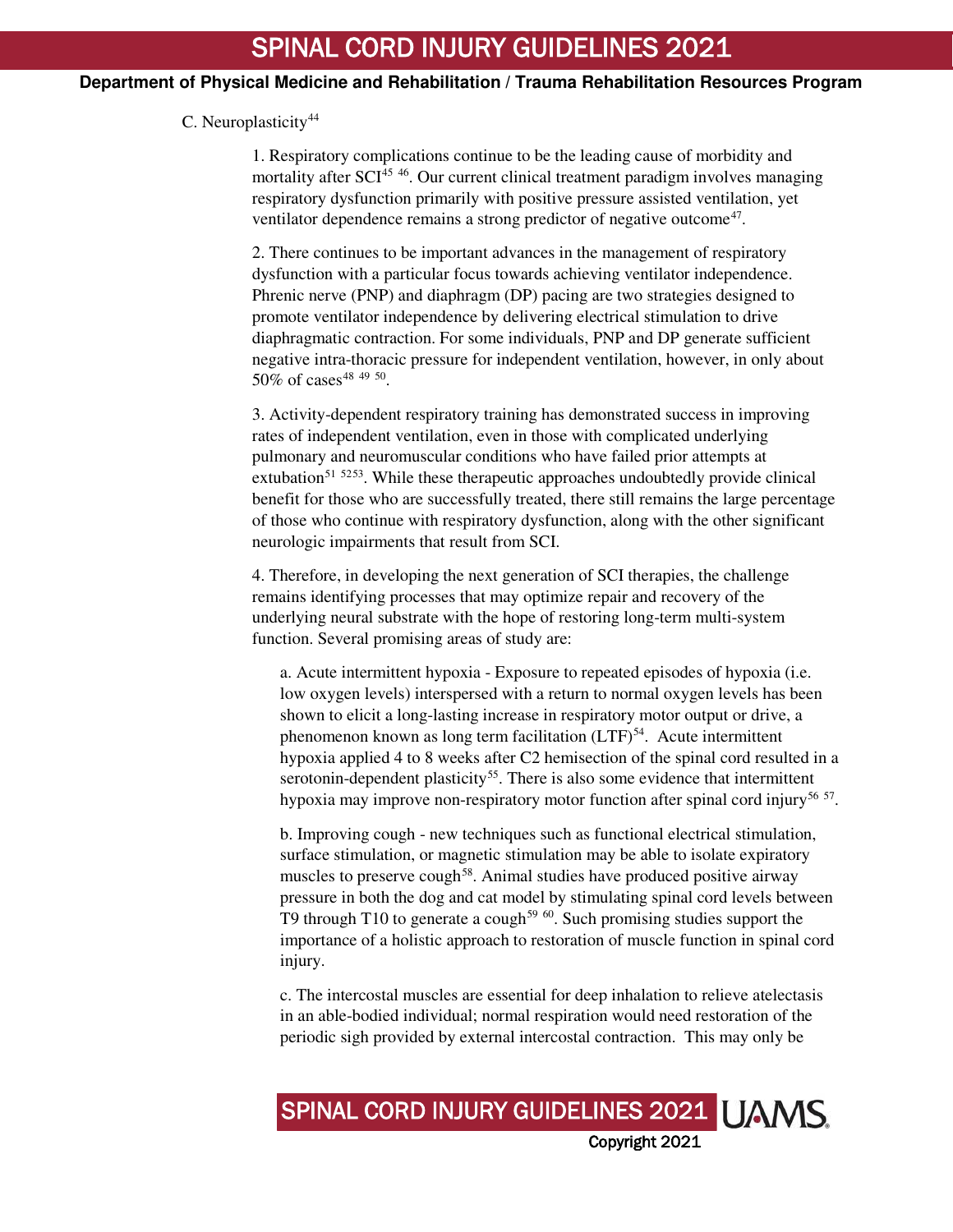C. Neuroplasticity[44]

1. Respiratory complications continue to be the leading cause of morbidity and mortality after SCI[45 46]. Our current clinical treatment paradigm involves managing respiratory dysfunction primarily with positive pressure assisted ventilation, yet ventilator dependence remains a strong predictor of negative outcome[47].

2. There continues to be important advances in the management of respiratory dysfunction with a particular focus towards achieving ventilator independence. Phrenic nerve (PNP) and diaphragm (DP) pacing are two strategies designed to promote ventilator independence by delivering electrical stimulation to drive diaphragmatic contraction. For some individuals, PNP and DP generate sufficient negative intra-thoracic pressure for independent ventilation, however, in only about 50% of cases[48 49 50].

3. Activity-dependent respiratory training has demonstrated success in improving rates of independent ventilation, even in those with complicated underlying pulmonary and neuromuscular conditions who have failed prior attempts at extubation[51 5253]. While these therapeutic approaches undoubtedly provide clinical benefit for those who are successfully treated, there still remains the large percentage of those who continue with respiratory dysfunction, along with the other significant neurologic impairments that result from SCI.

4. Therefore, in developing the next generation of SCI therapies, the challenge remains identifying processes that may optimize repair and recovery of the underlying neural substrate with the hope of restoring long-term multi-system function. Several promising areas of study are:

   a. Acute intermittent hypoxia - Exposure to repeated episodes of hypoxia (i.e. low oxygen levels) interspersed with a return to normal oxygen levels has been shown to elicit a long-lasting increase in respiratory motor output or drive, a phenomenon known as long term facilitation (LTF)[54]. Acute intermittent hypoxia applied 4 to 8 weeks after C2 hemisection of the spinal cord resulted in a serotonin-dependent plasticity[55]. There is also some evidence that intermittent hypoxia may improve non-respiratory motor function after spinal cord injury[56 57].

   b. Improving cough - new techniques such as functional electrical stimulation, surface stimulation, or magnetic stimulation may be able to isolate expiratory muscles to preserve cough[58]. Animal studies have produced positive airway pressure in both the dog and cat model by stimulating spinal cord levels between T9 through T10 to generate a cough[59 60]. Such promising studies support the importance of a holistic approach to restoration of muscle function in spinal cord injury.

   c. The intercostal muscles are essential for deep inhalation to relieve atelectasis in an able-bodied individual; normal respiration would need restoration of the periodic sigh provided by external intercostal contraction. This may only be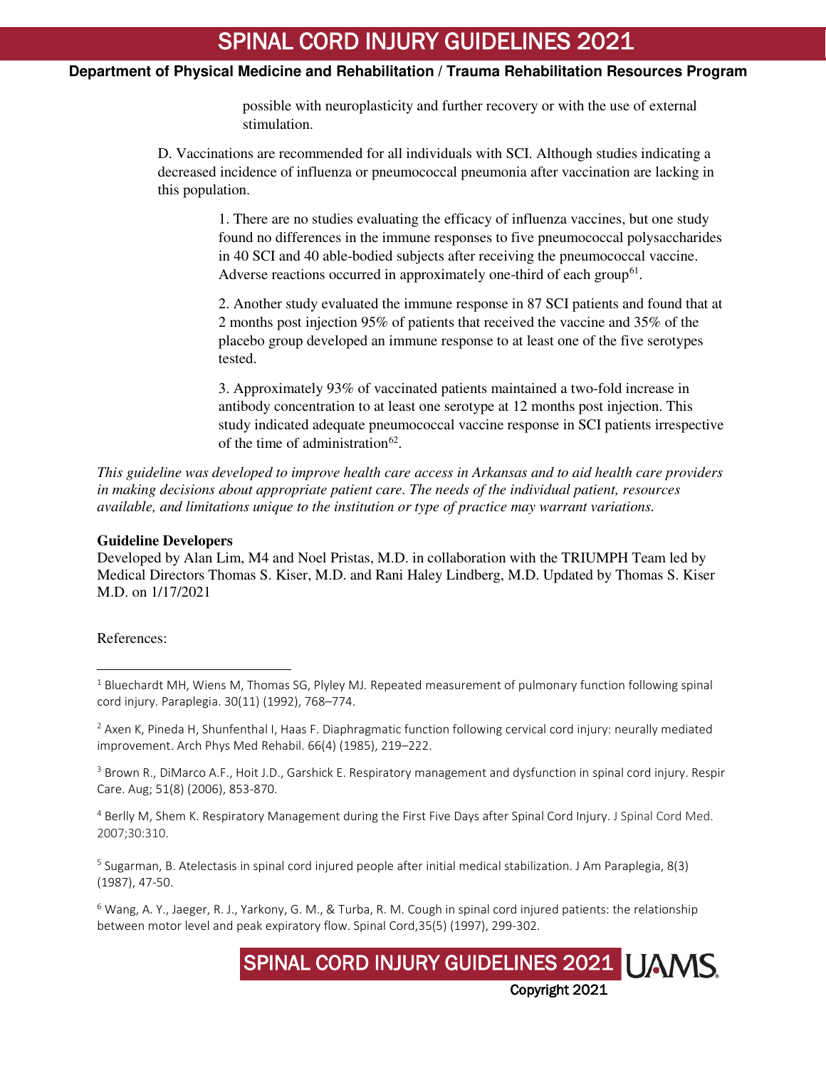possible with neuroplasticity and further recovery or with the use of external stimulation.

D. Vaccinations are recommended for all individuals with SCI. Although studies indicating a decreased incidence of influenza or pneumococcal pneumonia after vaccination are lacking in this population.

1. There are no studies evaluating the efficacy of influenza vaccines, but one study found no differences in the immune responses to five pneumococcal polysaccharides in 40 SCI and 40 able-bodied subjects after receiving the pneumococcal vaccine. Adverse reactions occurred in approximately one-third of each group[61].

2. Another study evaluated the immune response in 87 SCI patients and found that at 2 months post injection 95% of patients that received the vaccine and 35% of the placebo group developed an immune response to at least one of the five serotypes tested.

3. Approximately 93% of vaccinated patients maintained a two-fold increase in antibody concentration to at least one serotype at 12 months post injection. This study indicated adequate pneumococcal vaccine response in SCI patients irrespective of the time of administration[62].

*This guideline was developed to improve health care access in Arkansas and to aid health care providers in making decisions about appropriate patient care. The needs of the individual patient, resources available, and limitations unique to the institution or type of practice may warrant variations.*

**Guideline Developers**

Developed by Alan Lim, M4 and Noel Pristas, M.D. in collaboration with the TRIUMPH Team led by Medical Directors Thomas S. Kiser, M.D. and Rani Haley Lindberg, M.D. Updated by Thomas S. Kiser M.D. on 1/17/2021

References:

[1] Bluechardt MH, Wiens M, Thomas SG, Plyley MJ. Repeated measurement of pulmonary function following spinal cord injury. Paraplegia. 30(11) (1992), 768–774.

[2] Axen K, Pineda H, Shunfenthal I, Haas F. Diaphragmatic function following cervical cord injury: neurally mediated improvement. Arch Phys Med Rehabil. 66(4) (1985), 219–222.

[3] Brown R., DiMarco A.F., Hoit J.D., Garshick E. Respiratory management and dysfunction in spinal cord injury. Respir Care. Aug; 51(8) (2006), 853-870.

[4] Berlly M, Shem K. Respiratory Management during the First Five Days after Spinal Cord Injury. J Spinal Cord Med. 2007;30:310.

[5] Sugarman, B. Atelectasis in spinal cord injured people after initial medical stabilization. J Am Paraplegia, 8(3) (1987), 47-50.

[6] Wang, A. Y., Jaeger, R. J., Yarkony, G. M., & Turba, R. M. Cough in spinal cord injured patients: the relationship between motor level and peak expiratory flow. Spinal Cord,35(5) (1997), 299-302.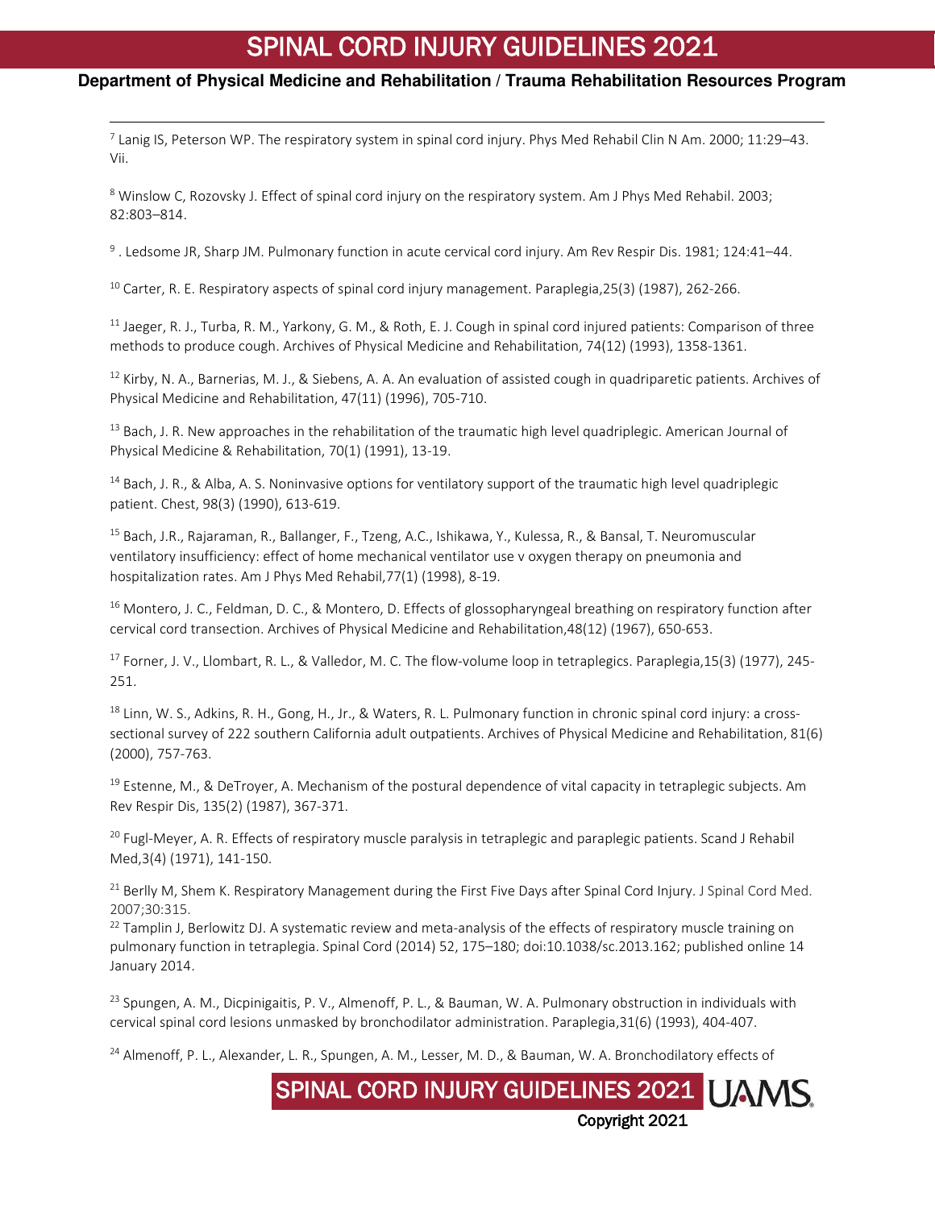[7] Lanig IS, Peterson WP. The respiratory system in spinal cord injury. Phys Med Rehabil Clin N Am. 2000; 11:29–43. Vii.

[8] Winslow C, Rozovsky J. Effect of spinal cord injury on the respiratory system. Am J Phys Med Rehabil. 2003; 82:803–814.

[9] . Ledsome JR, Sharp JM. Pulmonary function in acute cervical cord injury. Am Rev Respir Dis. 1981; 124:41–44.

[10] Carter, R. E. Respiratory aspects of spinal cord injury management. Paraplegia,25(3) (1987), 262-266.

[11] Jaeger, R. J., Turba, R. M., Yarkony, G. M., & Roth, E. J. Cough in spinal cord injured patients: Comparison of three methods to produce cough. Archives of Physical Medicine and Rehabilitation, 74(12) (1993), 1358-1361.

[12] Kirby, N. A., Barnerias, M. J., & Siebens, A. A. An evaluation of assisted cough in quadriparetic patients. Archives of Physical Medicine and Rehabilitation, 47(11) (1996), 705-710.

[13] Bach, J. R. New approaches in the rehabilitation of the traumatic high level quadriplegic. American Journal of Physical Medicine & Rehabilitation, 70(1) (1991), 13-19.

[14] Bach, J. R., & Alba, A. S. Noninvasive options for ventilatory support of the traumatic high level quadriplegic patient. Chest, 98(3) (1990), 613-619.

[15] Bach, J.R., Rajaraman, R., Ballanger, F., Tzeng, A.C., Ishikawa, Y., Kulessa, R., & Bansal, T. Neuromuscular ventilatory insufficiency: effect of home mechanical ventilator use v oxygen therapy on pneumonia and hospitalization rates. Am J Phys Med Rehabil,77(1) (1998), 8-19.

[16] Montero, J. C., Feldman, D. C., & Montero, D. Effects of glossopharyngeal breathing on respiratory function after cervical cord transection. Archives of Physical Medicine and Rehabilitation,48(12) (1967), 650-653.

[17] Forner, J. V., Llombart, R. L., & Valledor, M. C. The flow-volume loop in tetraplegics. Paraplegia,15(3) (1977), 245-251.

[18] Linn, W. S., Adkins, R. H., Gong, H., Jr., & Waters, R. L. Pulmonary function in chronic spinal cord injury: a cross-sectional survey of 222 southern California adult outpatients. Archives of Physical Medicine and Rehabilitation, 81(6) (2000), 757-763.

[19] Estenne, M., & DeTroyer, A. Mechanism of the postural dependence of vital capacity in tetraplegic subjects. Am Rev Respir Dis, 135(2) (1987), 367-371.

[20] Fugl-Meyer, A. R. Effects of respiratory muscle paralysis in tetraplegic and paraplegic patients. Scand J Rehabil Med,3(4) (1971), 141-150.

[21] Berlly M, Shem K. Respiratory Management during the First Five Days after Spinal Cord Injury. J Spinal Cord Med. 2007;30:315.

[22] Tamplin J, Berlowitz DJ. A systematic review and meta-analysis of the effects of respiratory muscle training on pulmonary function in tetraplegia. Spinal Cord (2014) 52, 175–180; doi:10.1038/sc.2013.162; published online 14 January 2014.

[23] Spungen, A. M., Dicpinigaitis, P. V., Almenoff, P. L., & Bauman, W. A. Pulmonary obstruction in individuals with cervical spinal cord lesions unmasked by bronchodilator administration. Paraplegia,31(6) (1993), 404-407.

[24] Almenoff, P. L., Alexander, L. R., Spungen, A. M., Lesser, M. D., & Bauman, W. A. Bronchodilatory effects of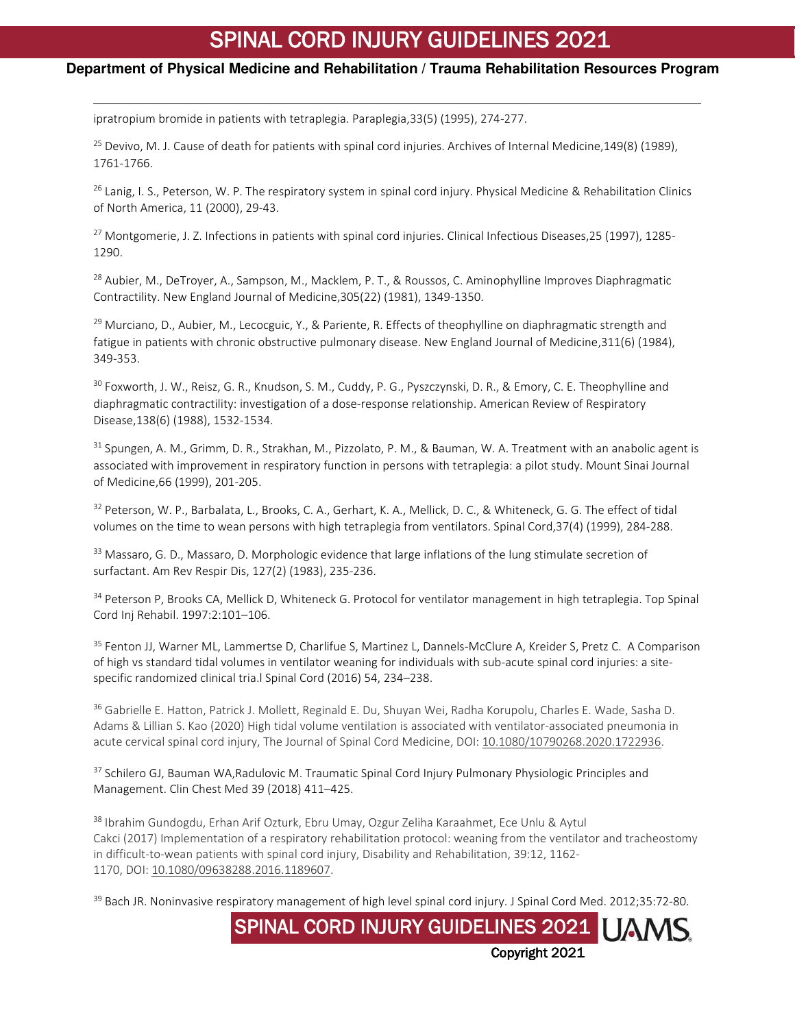ipratropium bromide in patients with tetraplegia. Paraplegia,33(5) (1995), 274-277.

[25] Devivo, M. J. Cause of death for patients with spinal cord injuries. Archives of Internal Medicine,149(8) (1989), 1761-1766.

[26] Lanig, I. S., Peterson, W. P. The respiratory system in spinal cord injury. Physical Medicine & Rehabilitation Clinics of North America, 11 (2000), 29-43.

[27] Montgomerie, J. Z. Infections in patients with spinal cord injuries. Clinical Infectious Diseases,25 (1997), 1285-1290.

[28] Aubier, M., DeTroyer, A., Sampson, M., Macklem, P. T., & Roussos, C. Aminophylline Improves Diaphragmatic Contractility. New England Journal of Medicine,305(22) (1981), 1349-1350.

[29] Murciano, D., Aubier, M., Lecocguic, Y., & Pariente, R. Effects of theophylline on diaphragmatic strength and fatigue in patients with chronic obstructive pulmonary disease. New England Journal of Medicine,311(6) (1984), 349-353.

[30] Foxworth, J. W., Reisz, G. R., Knudson, S. M., Cuddy, P. G., Pyszczynski, D. R., & Emory, C. E. Theophylline and diaphragmatic contractility: investigation of a dose-response relationship. American Review of Respiratory Disease,138(6) (1988), 1532-1534.

[31] Spungen, A. M., Grimm, D. R., Strakhan, M., Pizzolato, P. M., & Bauman, W. A. Treatment with an anabolic agent is associated with improvement in respiratory function in persons with tetraplegia: a pilot study. Mount Sinai Journal of Medicine,66 (1999), 201-205.

[32] Peterson, W. P., Barbalata, L., Brooks, C. A., Gerhart, K. A., Mellick, D. C., & Whiteneck, G. G. The effect of tidal volumes on the time to wean persons with high tetraplegia from ventilators. Spinal Cord,37(4) (1999), 284-288.

[33] Massaro, G. D., Massaro, D. Morphologic evidence that large inflations of the lung stimulate secretion of surfactant. Am Rev Respir Dis, 127(2) (1983), 235-236.

[34] Peterson P, Brooks CA, Mellick D, Whiteneck G. Protocol for ventilator management in high tetraplegia. Top Spinal Cord Inj Rehabil. 1997:2:101–106.

[35] Fenton JJ, Warner ML, Lammertse D, Charlifue S, Martinez L, Dannels-McClure A, Kreider S, Pretz C. A Comparison of high vs standard tidal volumes in ventilator weaning for individuals with sub-acute spinal cord injuries: a site-specific randomized clinical tria.l Spinal Cord (2016) 54, 234–238.

[36] Gabrielle E. Hatton, Patrick J. Mollett, Reginald E. Du, Shuyan Wei, Radha Korupolu, Charles E. Wade, Sasha D. Adams & Lillian S. Kao (2020) High tidal volume ventilation is associated with ventilator-associated pneumonia in acute cervical spinal cord injury, The Journal of Spinal Cord Medicine, DOI: 10.1080/10790268.2020.1722936.

[37] Schilero GJ, Bauman WA,Radulovic M. Traumatic Spinal Cord Injury Pulmonary Physiologic Principles and Management. Clin Chest Med 39 (2018) 411–425.

[38] Ibrahim Gundogdu, Erhan Arif Ozturk, Ebru Umay, Ozgur Zeliha Karaahmet, Ece Unlu & Aytul Cakci (2017) Implementation of a respiratory rehabilitation protocol: weaning from the ventilator and tracheostomy in difficult-to-wean patients with spinal cord injury, Disability and Rehabilitation, 39:12, 1162-1170, DOI: 10.1080/09638288.2016.1189607.

[39] Bach JR. Noninvasive respiratory management of high level spinal cord injury. J Spinal Cord Med. 2012;35:72-80.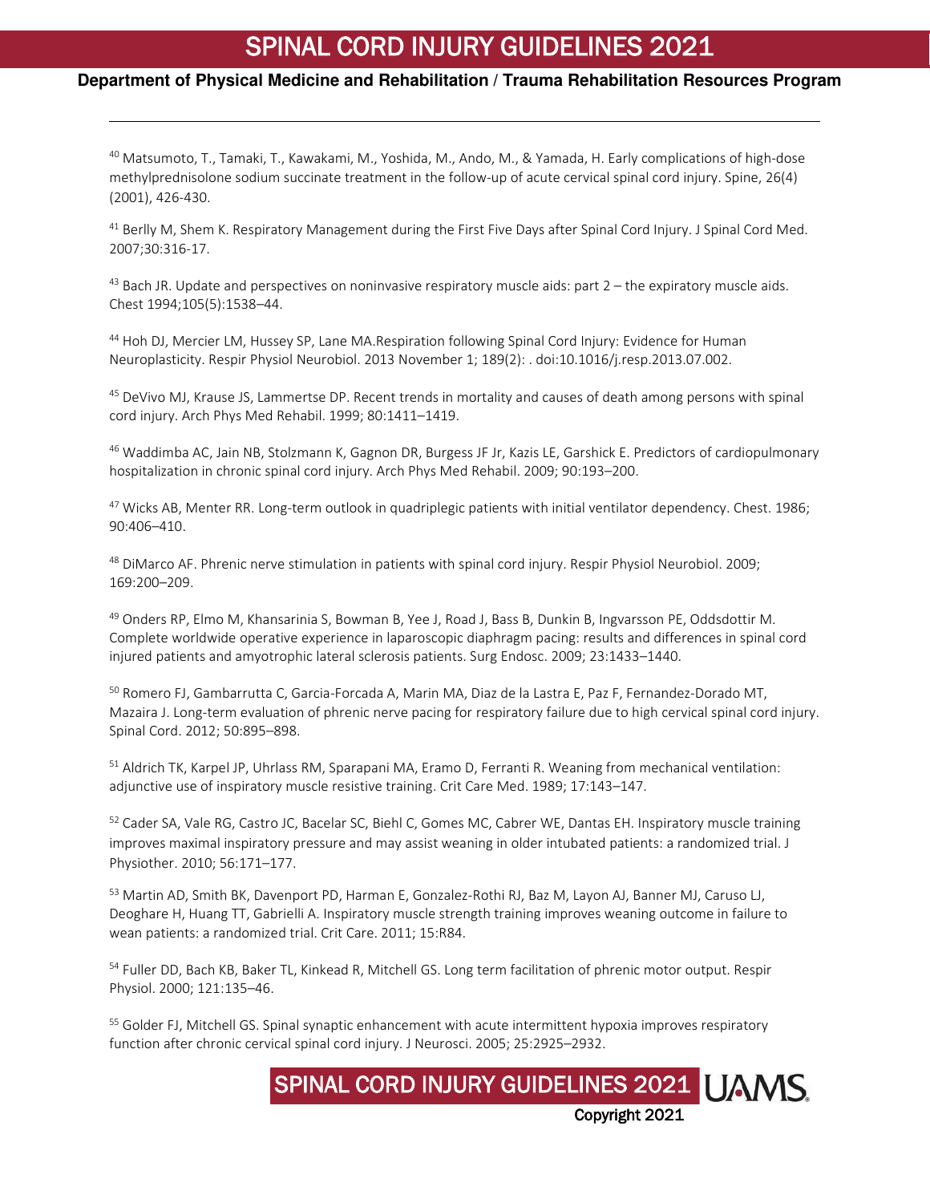[40] Matsumoto, T., Tamaki, T., Kawakami, M., Yoshida, M., Ando, M., & Yamada, H. Early complications of high-dose methylprednisolone sodium succinate treatment in the follow-up of acute cervical spinal cord injury. Spine, 26(4) (2001), 426-430.

[41] Berlly M, Shem K. Respiratory Management during the First Five Days after Spinal Cord Injury. J Spinal Cord Med. 2007;30:316-17.

[43] Bach JR. Update and perspectives on noninvasive respiratory muscle aids: part 2 – the expiratory muscle aids. Chest 1994;105(5):1538–44.

[44] Hoh DJ, Mercier LM, Hussey SP, Lane MA.Respiration following Spinal Cord Injury: Evidence for Human Neuroplasticity. Respir Physiol Neurobiol. 2013 November 1; 189(2): . doi:10.1016/j.resp.2013.07.002.

[45] DeVivo MJ, Krause JS, Lammertse DP. Recent trends in mortality and causes of death among persons with spinal cord injury. Arch Phys Med Rehabil. 1999; 80:1411–1419.

[46] Waddimba AC, Jain NB, Stolzmann K, Gagnon DR, Burgess JF Jr, Kazis LE, Garshick E. Predictors of cardiopulmonary hospitalization in chronic spinal cord injury. Arch Phys Med Rehabil. 2009; 90:193–200.

[47] Wicks AB, Menter RR. Long-term outlook in quadriplegic patients with initial ventilator dependency. Chest. 1986; 90:406–410.

[48] DiMarco AF. Phrenic nerve stimulation in patients with spinal cord injury. Respir Physiol Neurobiol. 2009; 169:200–209.

[49] Onders RP, Elmo M, Khansarinia S, Bowman B, Yee J, Road J, Bass B, Dunkin B, Ingvarsson PE, Oddsdottir M. Complete worldwide operative experience in laparoscopic diaphragm pacing: results and differences in spinal cord injured patients and amyotrophic lateral sclerosis patients. Surg Endosc. 2009; 23:1433–1440.

[50] Romero FJ, Gambarrutta C, Garcia-Forcada A, Marin MA, Diaz de la Lastra E, Paz F, Fernandez-Dorado MT, Mazaira J. Long-term evaluation of phrenic nerve pacing for respiratory failure due to high cervical spinal cord injury. Spinal Cord. 2012; 50:895–898.

[51] Aldrich TK, Karpel JP, Uhrlass RM, Sparapani MA, Eramo D, Ferranti R. Weaning from mechanical ventilation: adjunctive use of inspiratory muscle resistive training. Crit Care Med. 1989; 17:143–147.

[52] Cader SA, Vale RG, Castro JC, Bacelar SC, Biehl C, Gomes MC, Cabrer WE, Dantas EH. Inspiratory muscle training improves maximal inspiratory pressure and may assist weaning in older intubated patients: a randomized trial. J Physiother. 2010; 56:171–177.

[53] Martin AD, Smith BK, Davenport PD, Harman E, Gonzalez-Rothi RJ, Baz M, Layon AJ, Banner MJ, Caruso LJ, Deoghare H, Huang TT, Gabrielli A. Inspiratory muscle strength training improves weaning outcome in failure to wean patients: a randomized trial. Crit Care. 2011; 15:R84.

[54] Fuller DD, Bach KB, Baker TL, Kinkead R, Mitchell GS. Long term facilitation of phrenic motor output. Respir Physiol. 2000; 121:135–46.

[55] Golder FJ, Mitchell GS. Spinal synaptic enhancement with acute intermittent hypoxia improves respiratory function after chronic cervical spinal cord injury. J Neurosci. 2005; 25:2925–2932.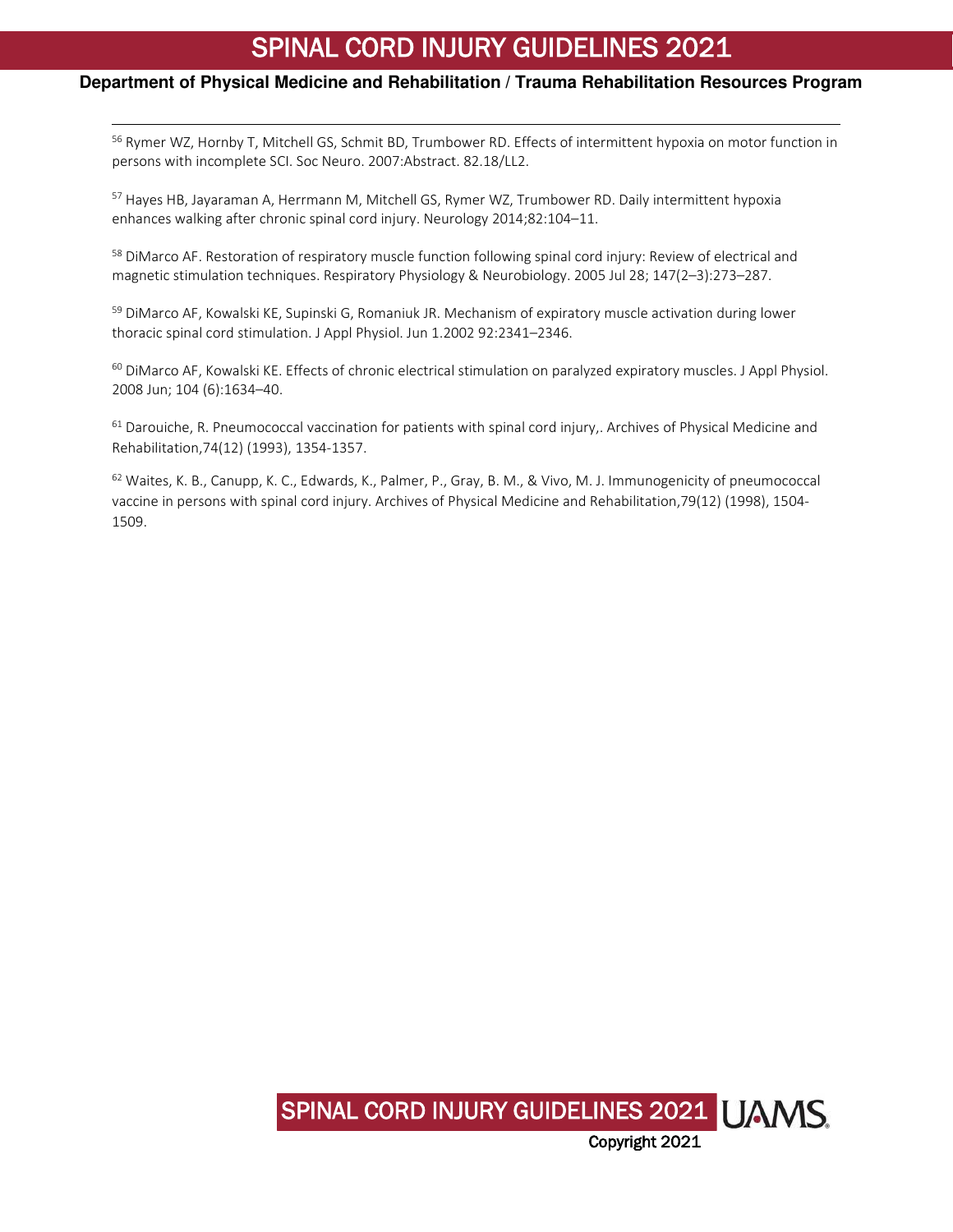[56] Rymer WZ, Hornby T, Mitchell GS, Schmit BD, Trumbower RD. Effects of intermittent hypoxia on motor function in persons with incomplete SCI. Soc Neuro. 2007:Abstract. 82.18/LL2.

[57] Hayes HB, Jayaraman A, Herrmann M, Mitchell GS, Rymer WZ, Trumbower RD. Daily intermittent hypoxia enhances walking after chronic spinal cord injury. Neurology 2014;82:104–11.

[58] DiMarco AF. Restoration of respiratory muscle function following spinal cord injury: Review of electrical and magnetic stimulation techniques. Respiratory Physiology & Neurobiology. 2005 Jul 28; 147(2–3):273–287.

[59] DiMarco AF, Kowalski KE, Supinski G, Romaniuk JR. Mechanism of expiratory muscle activation during lower thoracic spinal cord stimulation. J Appl Physiol. Jun 1.2002 92:2341–2346.

[60] DiMarco AF, Kowalski KE. Effects of chronic electrical stimulation on paralyzed expiratory muscles. J Appl Physiol. 2008 Jun; 104 (6):1634–40.

[61] Darouiche, R. Pneumococcal vaccination for patients with spinal cord injury,. Archives of Physical Medicine and Rehabilitation,74(12) (1993), 1354-1357.

[62] Waites, K. B., Canupp, K. C., Edwards, K., Palmer, P., Gray, B. M., & Vivo, M. J. Immunogenicity of pneumococcal vaccine in persons with spinal cord injury. Archives of Physical Medicine and Rehabilitation,79(12) (1998), 1504-1509.